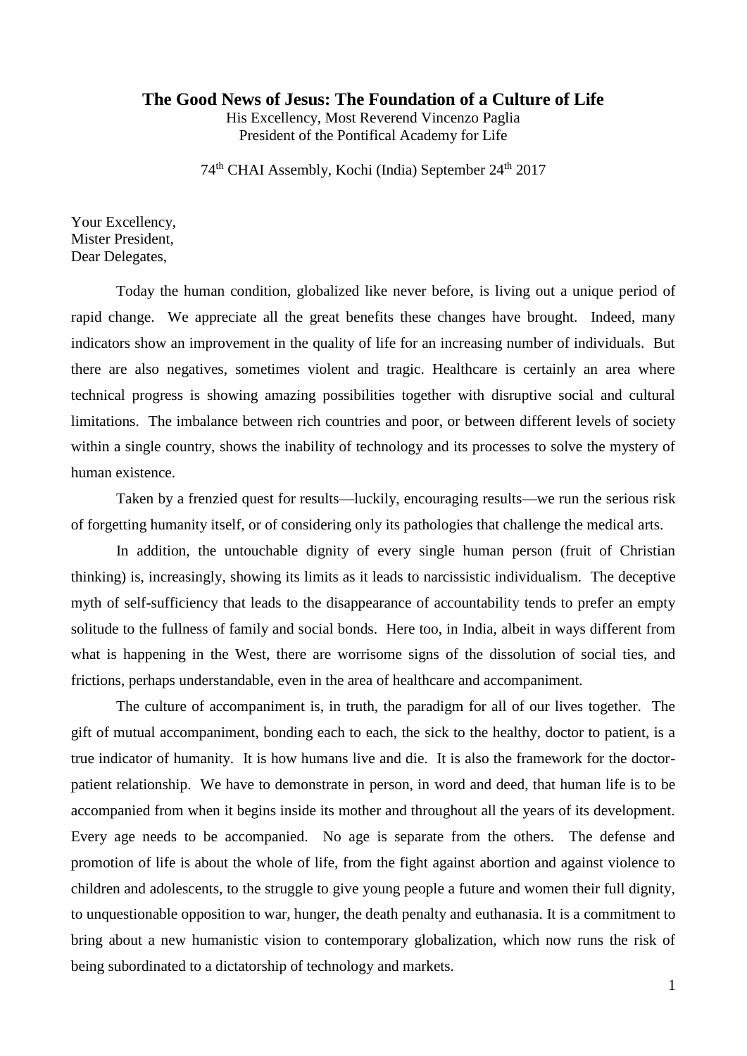# The Good News of Jesus: The Foundation of a Culture of Life

His Excellency, Most Reverend Vincenzo Paglia
President of the Pontifical Academy for Life

74th CHAI Assembly, Kochi (India) September 24th 2017

Your Excellency,
Mister President,
Dear Delegates,

Today the human condition, globalized like never before, is living out a unique period of rapid change. We appreciate all the great benefits these changes have brought. Indeed, many indicators show an improvement in the quality of life for an increasing number of individuals. But there are also negatives, sometimes violent and tragic. Healthcare is certainly an area where technical progress is showing amazing possibilities together with disruptive social and cultural limitations. The imbalance between rich countries and poor, or between different levels of society within a single country, shows the inability of technology and its processes to solve the mystery of human existence.

Taken by a frenzied quest for results—luckily, encouraging results—we run the serious risk of forgetting humanity itself, or of considering only its pathologies that challenge the medical arts.

In addition, the untouchable dignity of every single human person (fruit of Christian thinking) is, increasingly, showing its limits as it leads to narcissistic individualism. The deceptive myth of self-sufficiency that leads to the disappearance of accountability tends to prefer an empty solitude to the fullness of family and social bonds. Here too, in India, albeit in ways different from what is happening in the West, there are worrisome signs of the dissolution of social ties, and frictions, perhaps understandable, even in the area of healthcare and accompaniment.

The culture of accompaniment is, in truth, the paradigm for all of our lives together. The gift of mutual accompaniment, bonding each to each, the sick to the healthy, doctor to patient, is a true indicator of humanity. It is how humans live and die. It is also the framework for the doctor-patient relationship. We have to demonstrate in person, in word and deed, that human life is to be accompanied from when it begins inside its mother and throughout all the years of its development. Every age needs to be accompanied. No age is separate from the others. The defense and promotion of life is about the whole of life, from the fight against abortion and against violence to children and adolescents, to the struggle to give young people a future and women their full dignity, to unquestionable opposition to war, hunger, the death penalty and euthanasia. It is a commitment to bring about a new humanistic vision to contemporary globalization, which now runs the risk of being subordinated to a dictatorship of technology and markets.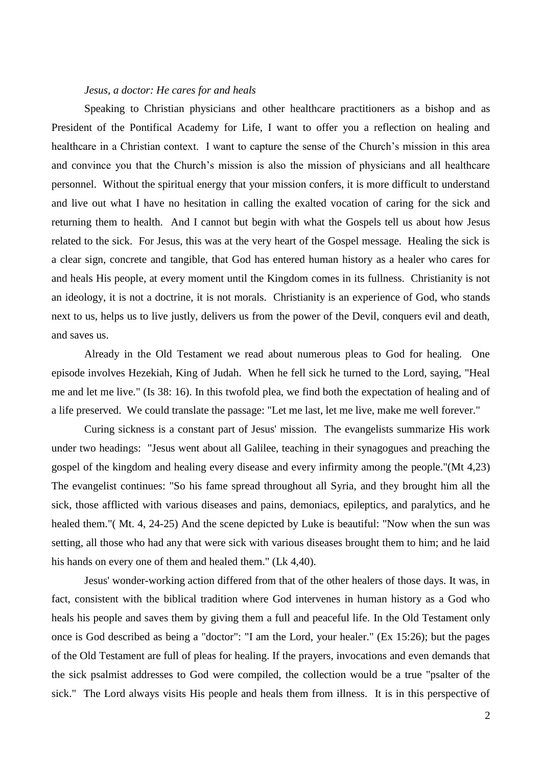*Jesus, a doctor: He cares for and heals*

Speaking to Christian physicians and other healthcare practitioners as a bishop and as President of the Pontifical Academy for Life, I want to offer you a reflection on healing and healthcare in a Christian context. I want to capture the sense of the Church's mission in this area and convince you that the Church's mission is also the mission of physicians and all healthcare personnel. Without the spiritual energy that your mission confers, it is more difficult to understand and live out what I have no hesitation in calling the exalted vocation of caring for the sick and returning them to health. And I cannot but begin with what the Gospels tell us about how Jesus related to the sick. For Jesus, this was at the very heart of the Gospel message. Healing the sick is a clear sign, concrete and tangible, that God has entered human history as a healer who cares for and heals His people, at every moment until the Kingdom comes in its fullness. Christianity is not an ideology, it is not a doctrine, it is not morals. Christianity is an experience of God, who stands next to us, helps us to live justly, delivers us from the power of the Devil, conquers evil and death, and saves us.

Already in the Old Testament we read about numerous pleas to God for healing. One episode involves Hezekiah, King of Judah. When he fell sick he turned to the Lord, saying, "Heal me and let me live." (Is 38: 16). In this twofold plea, we find both the expectation of healing and of a life preserved. We could translate the passage: "Let me last, let me live, make me well forever."

Curing sickness is a constant part of Jesus' mission. The evangelists summarize His work under two headings: "Jesus went about all Galilee, teaching in their synagogues and preaching the gospel of the kingdom and healing every disease and every infirmity among the people."(Mt 4,23) The evangelist continues: "So his fame spread throughout all Syria, and they brought him all the sick, those afflicted with various diseases and pains, demoniacs, epileptics, and paralytics, and he healed them."( Mt. 4, 24-25) And the scene depicted by Luke is beautiful: "Now when the sun was setting, all those who had any that were sick with various diseases brought them to him; and he laid his hands on every one of them and healed them." (Lk 4,40).

Jesus' wonder-working action differed from that of the other healers of those days. It was, in fact, consistent with the biblical tradition where God intervenes in human history as a God who heals his people and saves them by giving them a full and peaceful life. In the Old Testament only once is God described as being a "doctor": "I am the Lord, your healer." (Ex 15:26); but the pages of the Old Testament are full of pleas for healing. If the prayers, invocations and even demands that the sick psalmist addresses to God were compiled, the collection would be a true "psalter of the sick." The Lord always visits His people and heals them from illness. It is in this perspective of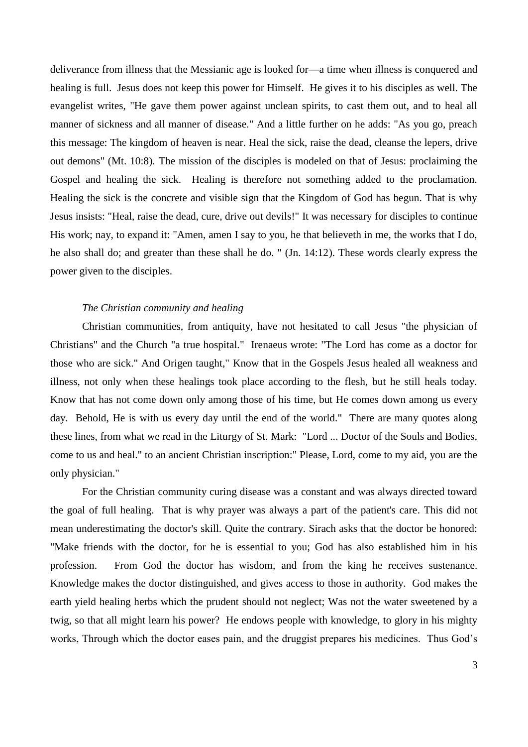deliverance from illness that the Messianic age is looked for—a time when illness is conquered and healing is full. Jesus does not keep this power for Himself. He gives it to his disciples as well. The evangelist writes, "He gave them power against unclean spirits, to cast them out, and to heal all manner of sickness and all manner of disease." And a little further on he adds: "As you go, preach this message: The kingdom of heaven is near. Heal the sick, raise the dead, cleanse the lepers, drive out demons" (Mt. 10:8). The mission of the disciples is modeled on that of Jesus: proclaiming the Gospel and healing the sick. Healing is therefore not something added to the proclamation. Healing the sick is the concrete and visible sign that the Kingdom of God has begun. That is why Jesus insists: "Heal, raise the dead, cure, drive out devils!" It was necessary for disciples to continue His work; nay, to expand it: "Amen, amen I say to you, he that believeth in me, the works that I do, he also shall do; and greater than these shall he do. " (Jn. 14:12). These words clearly express the power given to the disciples.

*The Christian community and healing*

Christian communities, from antiquity, have not hesitated to call Jesus "the physician of Christians" and the Church "a true hospital." Irenaeus wrote: "The Lord has come as a doctor for those who are sick." And Origen taught," Know that in the Gospels Jesus healed all weakness and illness, not only when these healings took place according to the flesh, but he still heals today. Know that has not come down only among those of his time, but He comes down among us every day. Behold, He is with us every day until the end of the world." There are many quotes along these lines, from what we read in the Liturgy of St. Mark: "Lord ... Doctor of the Souls and Bodies, come to us and heal." to an ancient Christian inscription:" Please, Lord, come to my aid, you are the only physician."

For the Christian community curing disease was a constant and was always directed toward the goal of full healing. That is why prayer was always a part of the patient's care. This did not mean underestimating the doctor's skill. Quite the contrary. Sirach asks that the doctor be honored: "Make friends with the doctor, for he is essential to you; God has also established him in his profession. From God the doctor has wisdom, and from the king he receives sustenance. Knowledge makes the doctor distinguished, and gives access to those in authority. God makes the earth yield healing herbs which the prudent should not neglect; Was not the water sweetened by a twig, so that all might learn his power? He endows people with knowledge, to glory in his mighty works, Through which the doctor eases pain, and the druggist prepares his medicines. Thus God's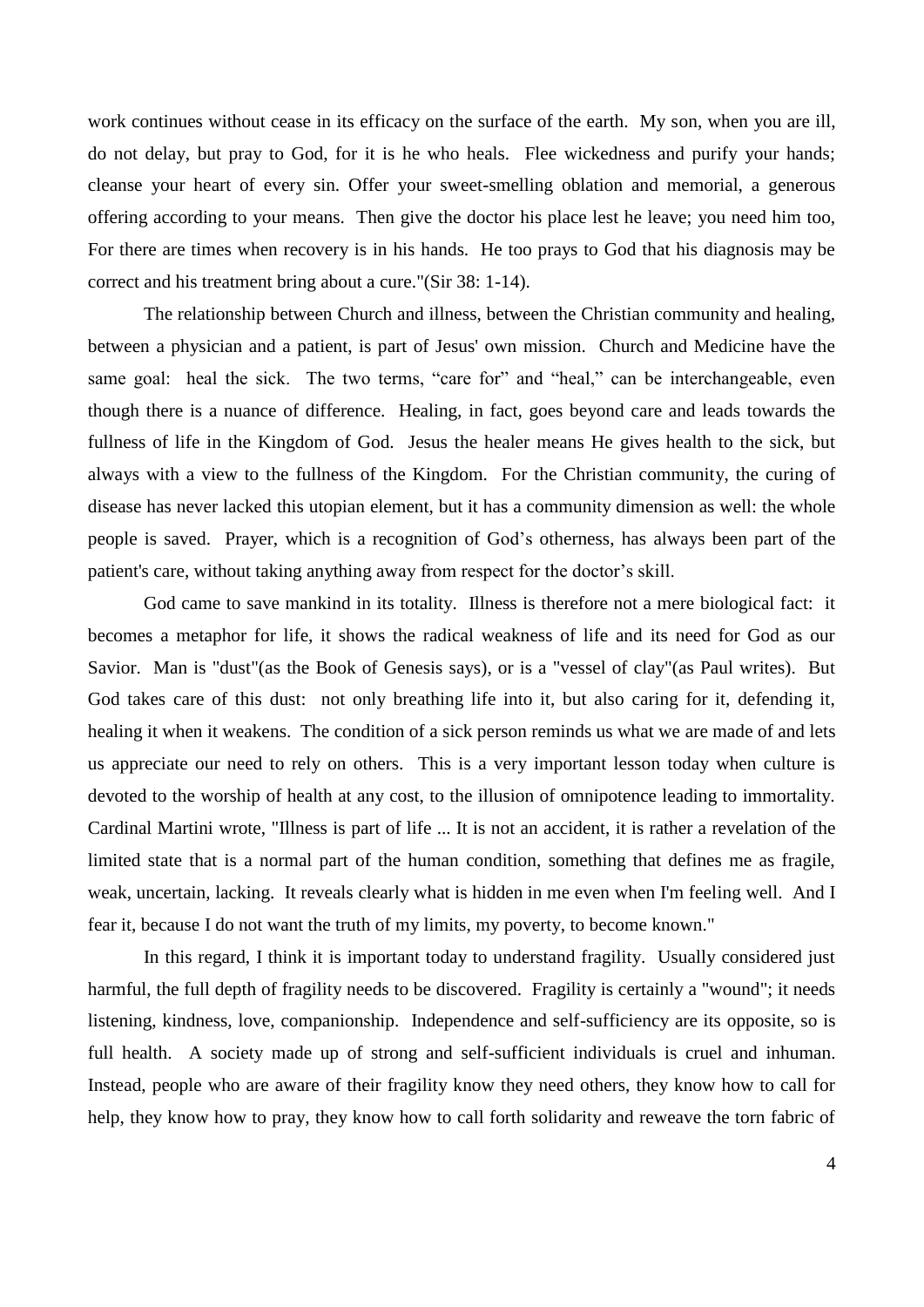work continues without cease in its efficacy on the surface of the earth. My son, when you are ill, do not delay, but pray to God, for it is he who heals. Flee wickedness and purify your hands; cleanse your heart of every sin. Offer your sweet-smelling oblation and memorial, a generous offering according to your means. Then give the doctor his place lest he leave; you need him too, For there are times when recovery is in his hands. He too prays to God that his diagnosis may be correct and his treatment bring about a cure."(Sir 38: 1-14).

The relationship between Church and illness, between the Christian community and healing, between a physician and a patient, is part of Jesus' own mission. Church and Medicine have the same goal: heal the sick. The two terms, "care for" and "heal," can be interchangeable, even though there is a nuance of difference. Healing, in fact, goes beyond care and leads towards the fullness of life in the Kingdom of God. Jesus the healer means He gives health to the sick, but always with a view to the fullness of the Kingdom. For the Christian community, the curing of disease has never lacked this utopian element, but it has a community dimension as well: the whole people is saved. Prayer, which is a recognition of God's otherness, has always been part of the patient's care, without taking anything away from respect for the doctor's skill.

God came to save mankind in its totality. Illness is therefore not a mere biological fact: it becomes a metaphor for life, it shows the radical weakness of life and its need for God as our Savior. Man is "dust"(as the Book of Genesis says), or is a "vessel of clay"(as Paul writes). But God takes care of this dust: not only breathing life into it, but also caring for it, defending it, healing it when it weakens. The condition of a sick person reminds us what we are made of and lets us appreciate our need to rely on others. This is a very important lesson today when culture is devoted to the worship of health at any cost, to the illusion of omnipotence leading to immortality. Cardinal Martini wrote, "Illness is part of life ... It is not an accident, it is rather a revelation of the limited state that is a normal part of the human condition, something that defines me as fragile, weak, uncertain, lacking. It reveals clearly what is hidden in me even when I'm feeling well. And I fear it, because I do not want the truth of my limits, my poverty, to become known."

In this regard, I think it is important today to understand fragility. Usually considered just harmful, the full depth of fragility needs to be discovered. Fragility is certainly a "wound"; it needs listening, kindness, love, companionship. Independence and self-sufficiency are its opposite, so is full health. A society made up of strong and self-sufficient individuals is cruel and inhuman. Instead, people who are aware of their fragility know they need others, they know how to call for help, they know how to pray, they know how to call forth solidarity and reweave the torn fabric of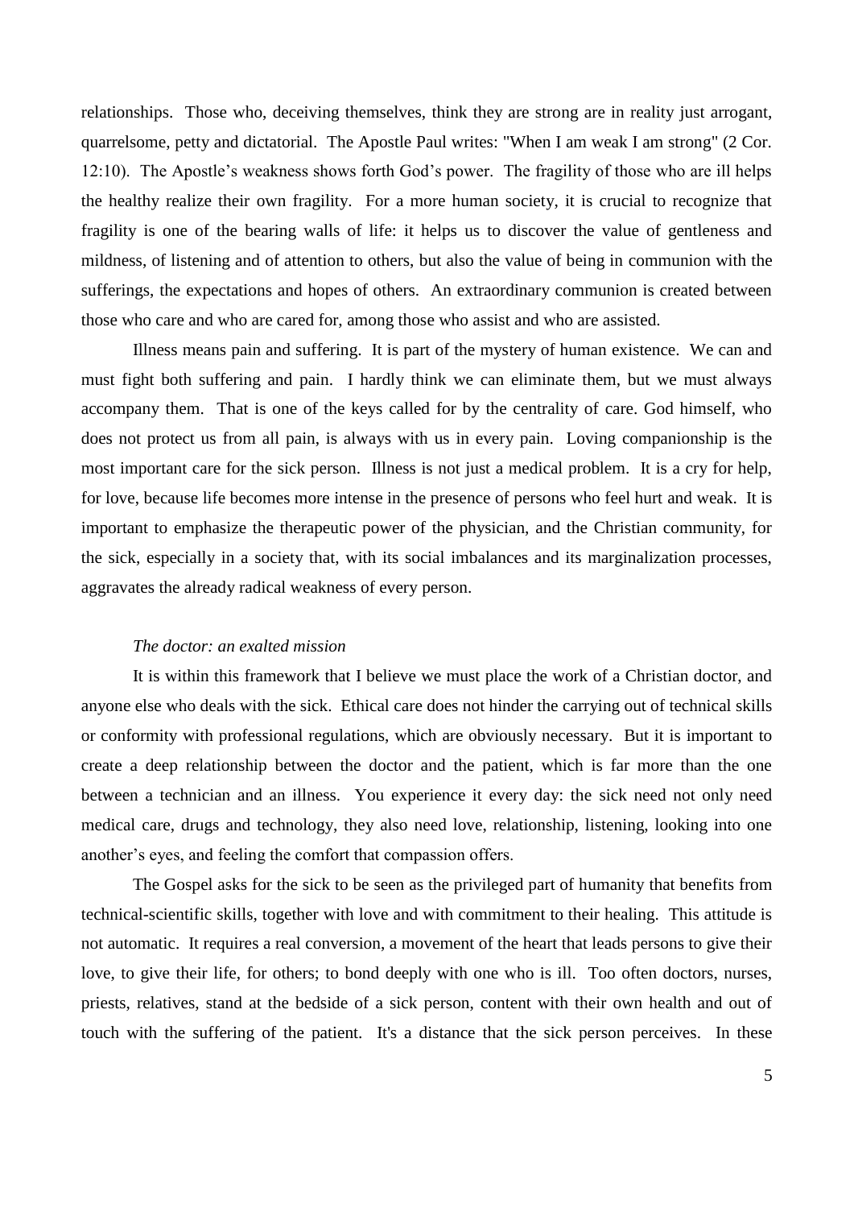relationships. Those who, deceiving themselves, think they are strong are in reality just arrogant, quarrelsome, petty and dictatorial. The Apostle Paul writes: "When I am weak I am strong" (2 Cor. 12:10). The Apostle's weakness shows forth God's power. The fragility of those who are ill helps the healthy realize their own fragility. For a more human society, it is crucial to recognize that fragility is one of the bearing walls of life: it helps us to discover the value of gentleness and mildness, of listening and of attention to others, but also the value of being in communion with the sufferings, the expectations and hopes of others. An extraordinary communion is created between those who care and who are cared for, among those who assist and who are assisted.

Illness means pain and suffering. It is part of the mystery of human existence. We can and must fight both suffering and pain. I hardly think we can eliminate them, but we must always accompany them. That is one of the keys called for by the centrality of care. God himself, who does not protect us from all pain, is always with us in every pain. Loving companionship is the most important care for the sick person. Illness is not just a medical problem. It is a cry for help, for love, because life becomes more intense in the presence of persons who feel hurt and weak. It is important to emphasize the therapeutic power of the physician, and the Christian community, for the sick, especially in a society that, with its social imbalances and its marginalization processes, aggravates the already radical weakness of every person.

*The doctor: an exalted mission*

It is within this framework that I believe we must place the work of a Christian doctor, and anyone else who deals with the sick. Ethical care does not hinder the carrying out of technical skills or conformity with professional regulations, which are obviously necessary. But it is important to create a deep relationship between the doctor and the patient, which is far more than the one between a technician and an illness. You experience it every day: the sick need not only need medical care, drugs and technology, they also need love, relationship, listening, looking into one another's eyes, and feeling the comfort that compassion offers.

The Gospel asks for the sick to be seen as the privileged part of humanity that benefits from technical-scientific skills, together with love and with commitment to their healing. This attitude is not automatic. It requires a real conversion, a movement of the heart that leads persons to give their love, to give their life, for others; to bond deeply with one who is ill. Too often doctors, nurses, priests, relatives, stand at the bedside of a sick person, content with their own health and out of touch with the suffering of the patient. It's a distance that the sick person perceives. In these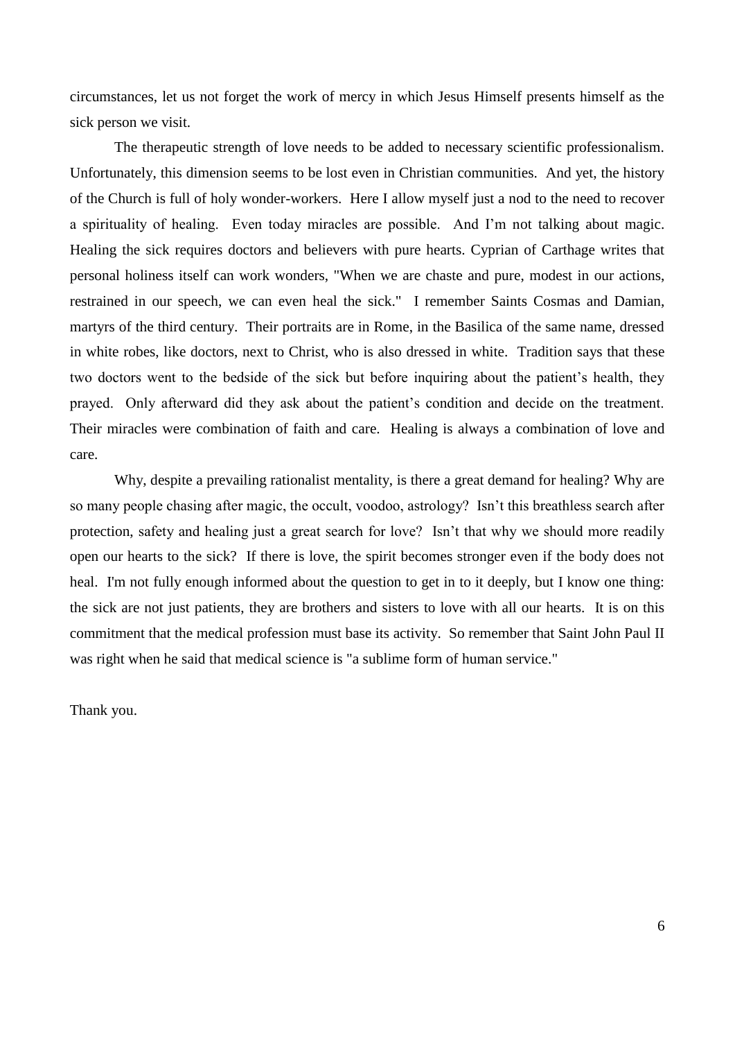circumstances, let us not forget the work of mercy in which Jesus Himself presents himself as the sick person we visit.

The therapeutic strength of love needs to be added to necessary scientific professionalism. Unfortunately, this dimension seems to be lost even in Christian communities. And yet, the history of the Church is full of holy wonder-workers. Here I allow myself just a nod to the need to recover a spirituality of healing. Even today miracles are possible. And I'm not talking about magic. Healing the sick requires doctors and believers with pure hearts. Cyprian of Carthage writes that personal holiness itself can work wonders, "When we are chaste and pure, modest in our actions, restrained in our speech, we can even heal the sick." I remember Saints Cosmas and Damian, martyrs of the third century. Their portraits are in Rome, in the Basilica of the same name, dressed in white robes, like doctors, next to Christ, who is also dressed in white. Tradition says that these two doctors went to the bedside of the sick but before inquiring about the patient's health, they prayed. Only afterward did they ask about the patient's condition and decide on the treatment. Their miracles were combination of faith and care. Healing is always a combination of love and care.

Why, despite a prevailing rationalist mentality, is there a great demand for healing? Why are so many people chasing after magic, the occult, voodoo, astrology? Isn't this breathless search after protection, safety and healing just a great search for love? Isn't that why we should more readily open our hearts to the sick? If there is love, the spirit becomes stronger even if the body does not heal. I'm not fully enough informed about the question to get in to it deeply, but I know one thing: the sick are not just patients, they are brothers and sisters to love with all our hearts. It is on this commitment that the medical profession must base its activity. So remember that Saint John Paul II was right when he said that medical science is "a sublime form of human service."

Thank you.